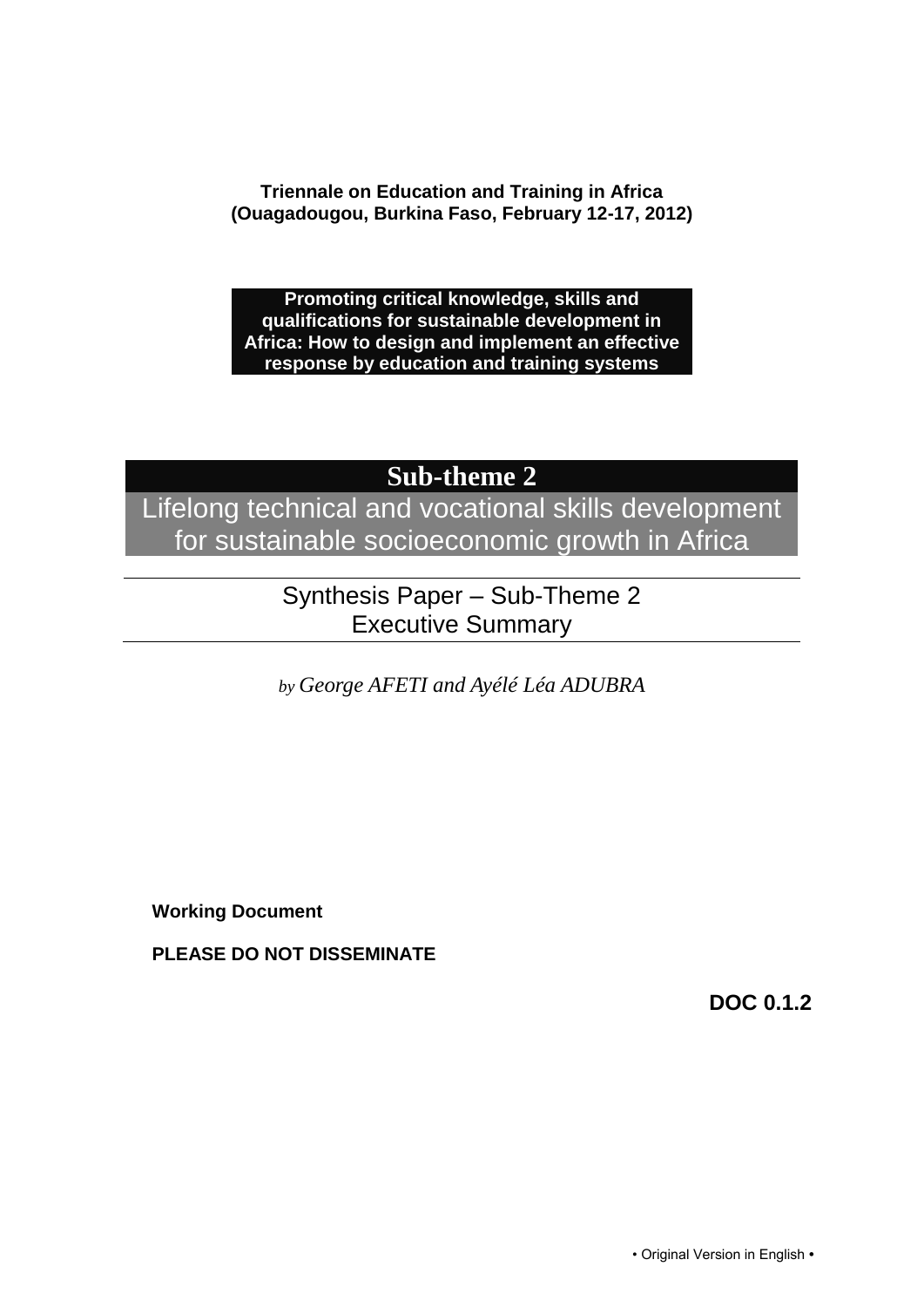**Triennale on Education and Training in Africa**
**(Ouagadougou, Burkina Faso, February 12-17, 2012)**

**Promoting critical knowledge, skills and qualifications for sustainable development in Africa: How to design and implement an effective response by education and training systems**

# Sub-theme 2

## Lifelong technical and vocational skills development for sustainable socioeconomic growth in Africa

Synthesis Paper – Sub-Theme 2
Executive Summary

*by George AFETI and Ayélé Léa ADUBRA*

**Working Document**

**PLEASE DO NOT DISSEMINATE**

**DOC 0.1.2**

• Original Version in English •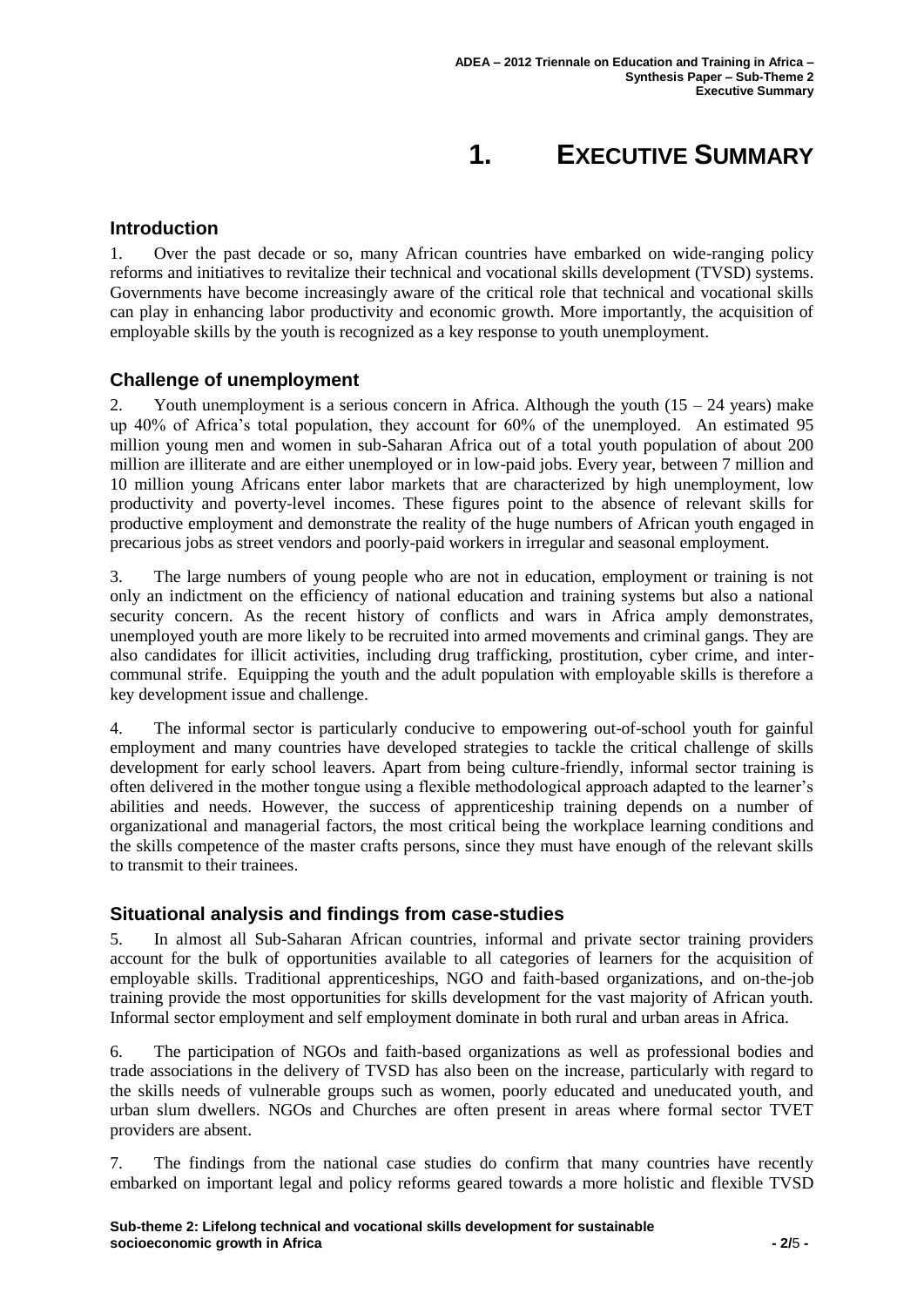# 1. EXECUTIVE SUMMARY

## Introduction

1. Over the past decade or so, many African countries have embarked on wide-ranging policy reforms and initiatives to revitalize their technical and vocational skills development (TVSD) systems. Governments have become increasingly aware of the critical role that technical and vocational skills can play in enhancing labor productivity and economic growth. More importantly, the acquisition of employable skills by the youth is recognized as a key response to youth unemployment.

## Challenge of unemployment

2. Youth unemployment is a serious concern in Africa. Although the youth (15 – 24 years) make up 40% of Africa's total population, they account for 60% of the unemployed. An estimated 95 million young men and women in sub-Saharan Africa out of a total youth population of about 200 million are illiterate and are either unemployed or in low-paid jobs. Every year, between 7 million and 10 million young Africans enter labor markets that are characterized by high unemployment, low productivity and poverty-level incomes. These figures point to the absence of relevant skills for productive employment and demonstrate the reality of the huge numbers of African youth engaged in precarious jobs as street vendors and poorly-paid workers in irregular and seasonal employment.

3. The large numbers of young people who are not in education, employment or training is not only an indictment on the efficiency of national education and training systems but also a national security concern. As the recent history of conflicts and wars in Africa amply demonstrates, unemployed youth are more likely to be recruited into armed movements and criminal gangs. They are also candidates for illicit activities, including drug trafficking, prostitution, cyber crime, and inter-communal strife. Equipping the youth and the adult population with employable skills is therefore a key development issue and challenge.

4. The informal sector is particularly conducive to empowering out-of-school youth for gainful employment and many countries have developed strategies to tackle the critical challenge of skills development for early school leavers. Apart from being culture-friendly, informal sector training is often delivered in the mother tongue using a flexible methodological approach adapted to the learner's abilities and needs. However, the success of apprenticeship training depends on a number of organizational and managerial factors, the most critical being the workplace learning conditions and the skills competence of the master crafts persons, since they must have enough of the relevant skills to transmit to their trainees.

## Situational analysis and findings from case-studies

5. In almost all Sub-Saharan African countries, informal and private sector training providers account for the bulk of opportunities available to all categories of learners for the acquisition of employable skills. Traditional apprenticeships, NGO and faith-based organizations, and on-the-job training provide the most opportunities for skills development for the vast majority of African youth. Informal sector employment and self employment dominate in both rural and urban areas in Africa.

6. The participation of NGOs and faith-based organizations as well as professional bodies and trade associations in the delivery of TVSD has also been on the increase, particularly with regard to the skills needs of vulnerable groups such as women, poorly educated and uneducated youth, and urban slum dwellers. NGOs and Churches are often present in areas where formal sector TVET providers are absent.

7. The findings from the national case studies do confirm that many countries have recently embarked on important legal and policy reforms geared towards a more holistic and flexible TVSD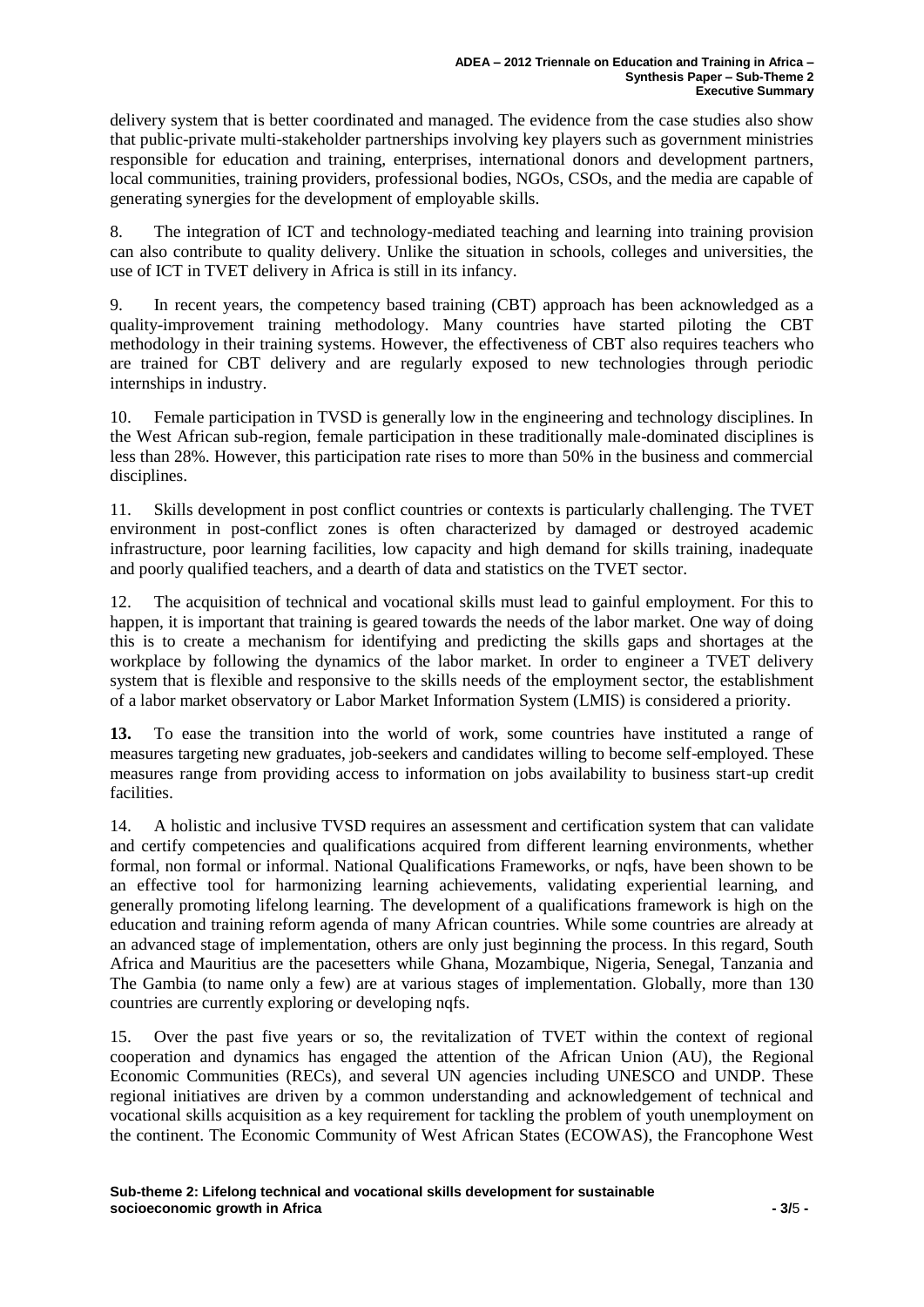delivery system that is better coordinated and managed. The evidence from the case studies also show that public-private multi-stakeholder partnerships involving key players such as government ministries responsible for education and training, enterprises, international donors and development partners, local communities, training providers, professional bodies, NGOs, CSOs, and the media are capable of generating synergies for the development of employable skills.

8. The integration of ICT and technology-mediated teaching and learning into training provision can also contribute to quality delivery. Unlike the situation in schools, colleges and universities, the use of ICT in TVET delivery in Africa is still in its infancy.

9. In recent years, the competency based training (CBT) approach has been acknowledged as a quality-improvement training methodology. Many countries have started piloting the CBT methodology in their training systems. However, the effectiveness of CBT also requires teachers who are trained for CBT delivery and are regularly exposed to new technologies through periodic internships in industry.

10. Female participation in TVSD is generally low in the engineering and technology disciplines. In the West African sub-region, female participation in these traditionally male-dominated disciplines is less than 28%. However, this participation rate rises to more than 50% in the business and commercial disciplines.

11. Skills development in post conflict countries or contexts is particularly challenging. The TVET environment in post-conflict zones is often characterized by damaged or destroyed academic infrastructure, poor learning facilities, low capacity and high demand for skills training, inadequate and poorly qualified teachers, and a dearth of data and statistics on the TVET sector.

12. The acquisition of technical and vocational skills must lead to gainful employment. For this to happen, it is important that training is geared towards the needs of the labor market. One way of doing this is to create a mechanism for identifying and predicting the skills gaps and shortages at the workplace by following the dynamics of the labor market. In order to engineer a TVET delivery system that is flexible and responsive to the skills needs of the employment sector, the establishment of a labor market observatory or Labor Market Information System (LMIS) is considered a priority.

**13.** To ease the transition into the world of work, some countries have instituted a range of measures targeting new graduates, job-seekers and candidates willing to become self-employed. These measures range from providing access to information on jobs availability to business start-up credit facilities.

14. A holistic and inclusive TVSD requires an assessment and certification system that can validate and certify competencies and qualifications acquired from different learning environments, whether formal, non formal or informal. National Qualifications Frameworks, or nqfs, have been shown to be an effective tool for harmonizing learning achievements, validating experiential learning, and generally promoting lifelong learning. The development of a qualifications framework is high on the education and training reform agenda of many African countries. While some countries are already at an advanced stage of implementation, others are only just beginning the process. In this regard, South Africa and Mauritius are the pacesetters while Ghana, Mozambique, Nigeria, Senegal, Tanzania and The Gambia (to name only a few) are at various stages of implementation. Globally, more than 130 countries are currently exploring or developing nqfs.

15. Over the past five years or so, the revitalization of TVET within the context of regional cooperation and dynamics has engaged the attention of the African Union (AU), the Regional Economic Communities (RECs), and several UN agencies including UNESCO and UNDP. These regional initiatives are driven by a common understanding and acknowledgement of technical and vocational skills acquisition as a key requirement for tackling the problem of youth unemployment on the continent. The Economic Community of West African States (ECOWAS), the Francophone West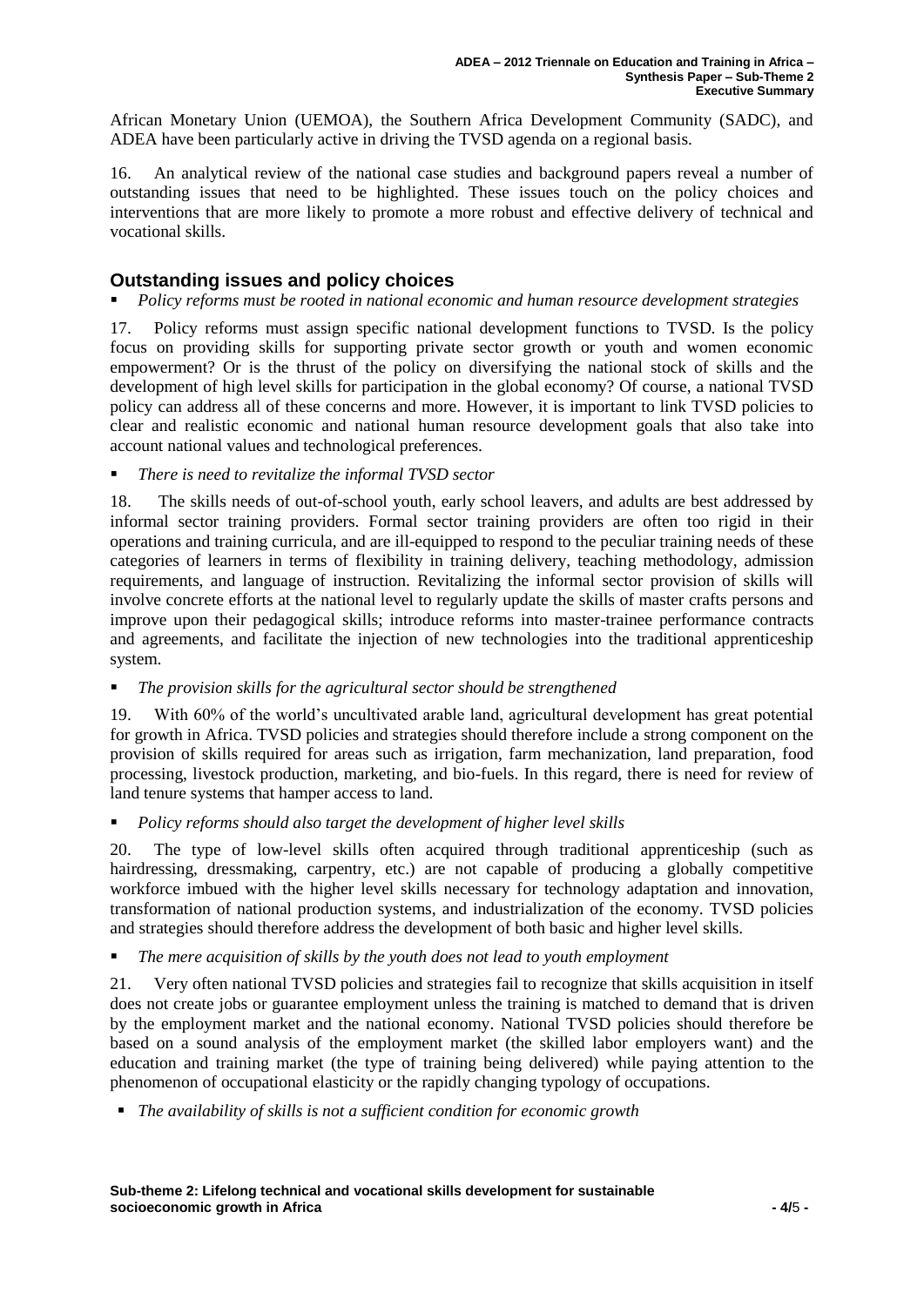African Monetary Union (UEMOA), the Southern Africa Development Community (SADC), and ADEA have been particularly active in driving the TVSD agenda on a regional basis.

16. An analytical review of the national case studies and background papers reveal a number of outstanding issues that need to be highlighted. These issues touch on the policy choices and interventions that are more likely to promote a more robust and effective delivery of technical and vocational skills.

## Outstanding issues and policy choices

- *Policy reforms must be rooted in national economic and human resource development strategies*

17. Policy reforms must assign specific national development functions to TVSD. Is the policy focus on providing skills for supporting private sector growth or youth and women economic empowerment? Or is the thrust of the policy on diversifying the national stock of skills and the development of high level skills for participation in the global economy? Of course, a national TVSD policy can address all of these concerns and more. However, it is important to link TVSD policies to clear and realistic economic and national human resource development goals that also take into account national values and technological preferences.

- *There is need to revitalize the informal TVSD sector*

18. The skills needs of out-of-school youth, early school leavers, and adults are best addressed by informal sector training providers. Formal sector training providers are often too rigid in their operations and training curricula, and are ill-equipped to respond to the peculiar training needs of these categories of learners in terms of flexibility in training delivery, teaching methodology, admission requirements, and language of instruction. Revitalizing the informal sector provision of skills will involve concrete efforts at the national level to regularly update the skills of master crafts persons and improve upon their pedagogical skills; introduce reforms into master-trainee performance contracts and agreements, and facilitate the injection of new technologies into the traditional apprenticeship system.

- *The provision skills for the agricultural sector should be strengthened*

19. With 60% of the world's uncultivated arable land, agricultural development has great potential for growth in Africa. TVSD policies and strategies should therefore include a strong component on the provision of skills required for areas such as irrigation, farm mechanization, land preparation, food processing, livestock production, marketing, and bio-fuels. In this regard, there is need for review of land tenure systems that hamper access to land.

- *Policy reforms should also target the development of higher level skills*

20. The type of low-level skills often acquired through traditional apprenticeship (such as hairdressing, dressmaking, carpentry, etc.) are not capable of producing a globally competitive workforce imbued with the higher level skills necessary for technology adaptation and innovation, transformation of national production systems, and industrialization of the economy. TVSD policies and strategies should therefore address the development of both basic and higher level skills.

- *The mere acquisition of skills by the youth does not lead to youth employment*

21. Very often national TVSD policies and strategies fail to recognize that skills acquisition in itself does not create jobs or guarantee employment unless the training is matched to demand that is driven by the employment market and the national economy. National TVSD policies should therefore be based on a sound analysis of the employment market (the skilled labor employers want) and the education and training market (the type of training being delivered) while paying attention to the phenomenon of occupational elasticity or the rapidly changing typology of occupations.

- *The availability of skills is not a sufficient condition for economic growth*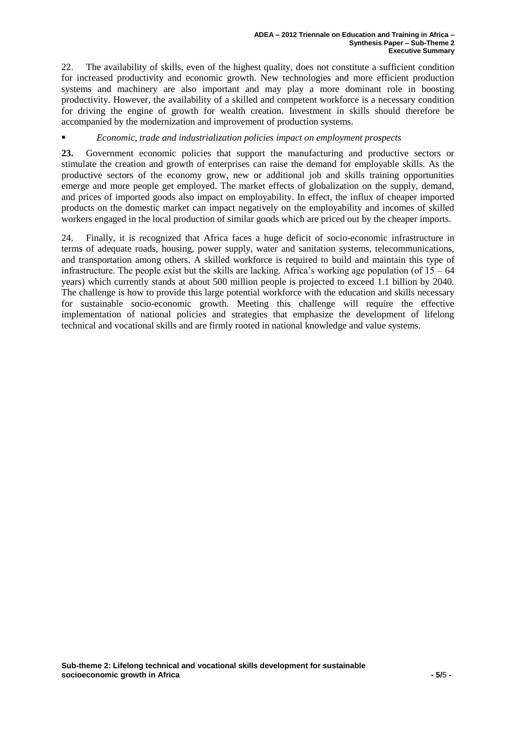22. The availability of skills, even of the highest quality, does not constitute a sufficient condition for increased productivity and economic growth. New technologies and more efficient production systems and machinery are also important and may play a more dominant role in boosting productivity. However, the availability of a skilled and competent workforce is a necessary condition for driving the engine of growth for wealth creation. Investment in skills should therefore be accompanied by the modernization and improvement of production systems.

- *Economic, trade and industrialization policies impact on employment prospects*

**23.** Government economic policies that support the manufacturing and productive sectors or stimulate the creation and growth of enterprises can raise the demand for employable skills. As the productive sectors of the economy grow, new or additional job and skills training opportunities emerge and more people get employed. The market effects of globalization on the supply, demand, and prices of imported goods also impact on employability. In effect, the influx of cheaper imported products on the domestic market can impact negatively on the employability and incomes of skilled workers engaged in the local production of similar goods which are priced out by the cheaper imports.

24. Finally, it is recognized that Africa faces a huge deficit of socio-economic infrastructure in terms of adequate roads, housing, power supply, water and sanitation systems, telecommunications, and transportation among others. A skilled workforce is required to build and maintain this type of infrastructure. The people exist but the skills are lacking. Africa's working age population (of 15 – 64 years) which currently stands at about 500 million people is projected to exceed 1.1 billion by 2040. The challenge is how to provide this large potential workforce with the education and skills necessary for sustainable socio-economic growth. Meeting this challenge will require the effective implementation of national policies and strategies that emphasize the development of lifelong technical and vocational skills and are firmly rooted in national knowledge and value systems.